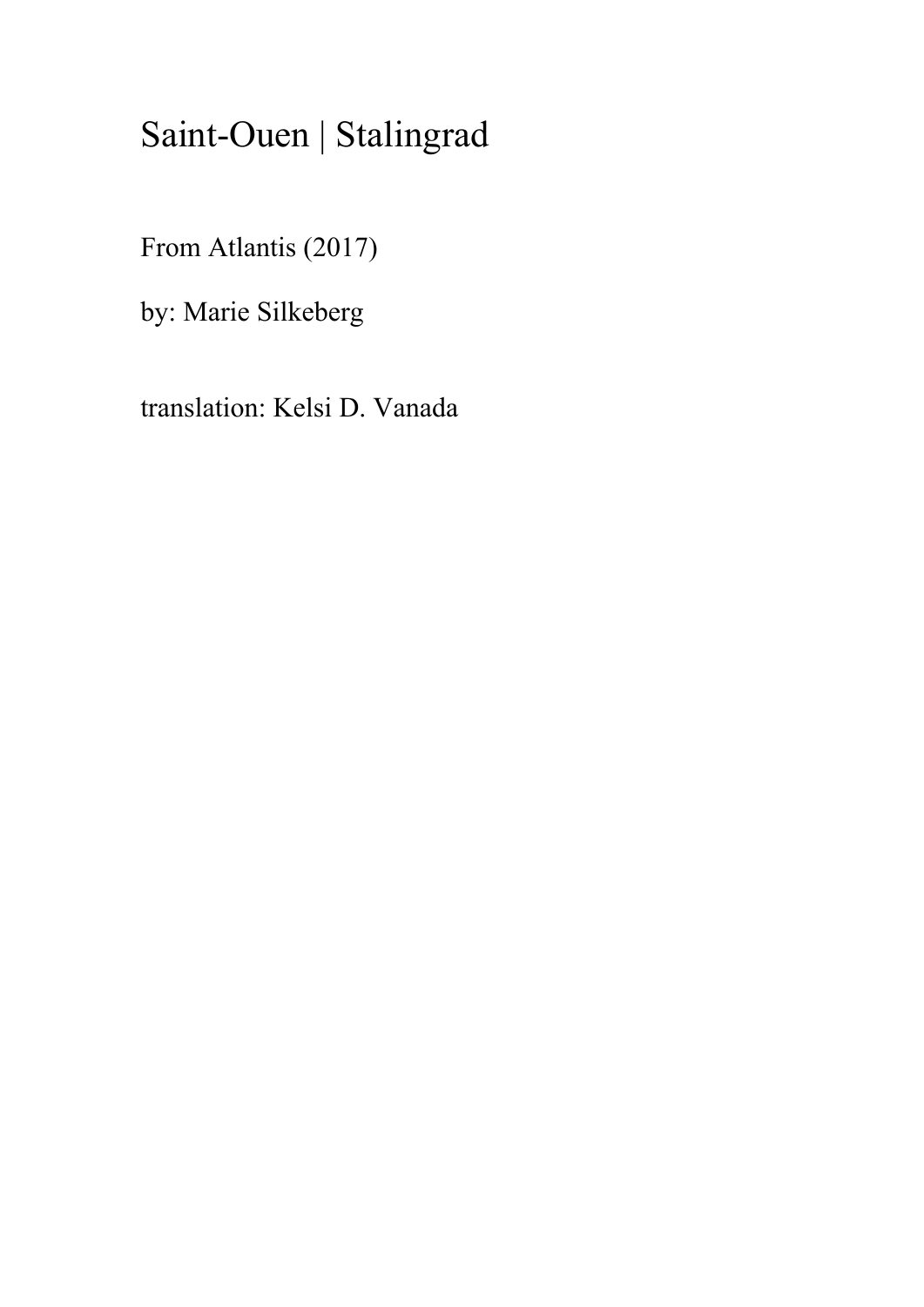# Saint-Ouen | Stalingrad

From Atlantis (2017)

by: Marie Silkeberg

translation: Kelsi D. Vanada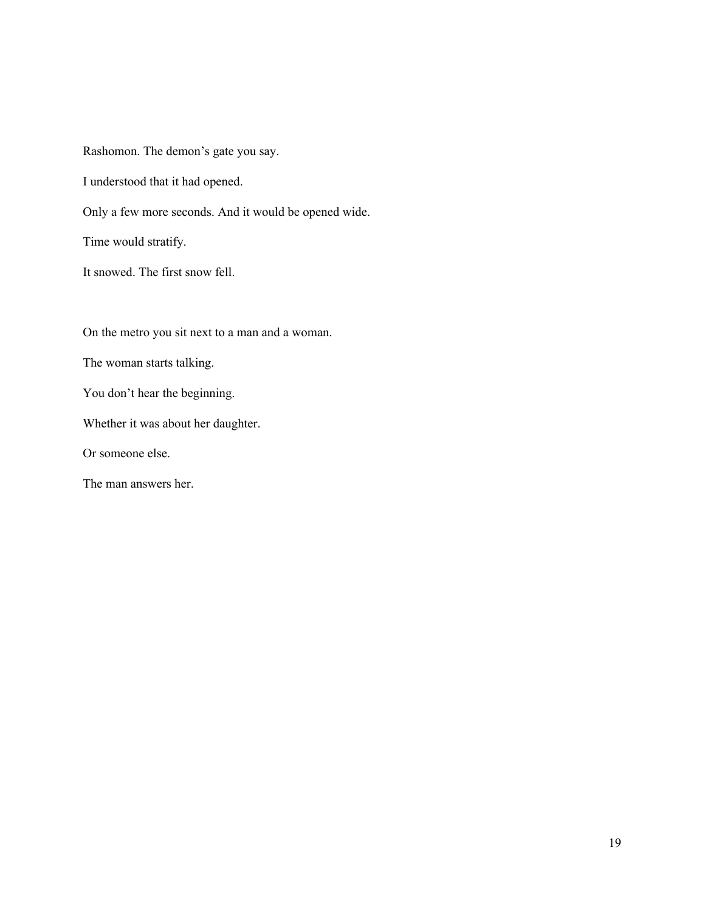Rashomon. The demon’s gate you say.

I understood that it had opened.

Only a few more seconds. And it would be opened wide.

Time would stratify.

It snowed. The first snow fell.

On the metro you sit next to a man and a woman.

The woman starts talking.

You don’t hear the beginning.

Whether it was about her daughter.

Or someone else.

The man answers her.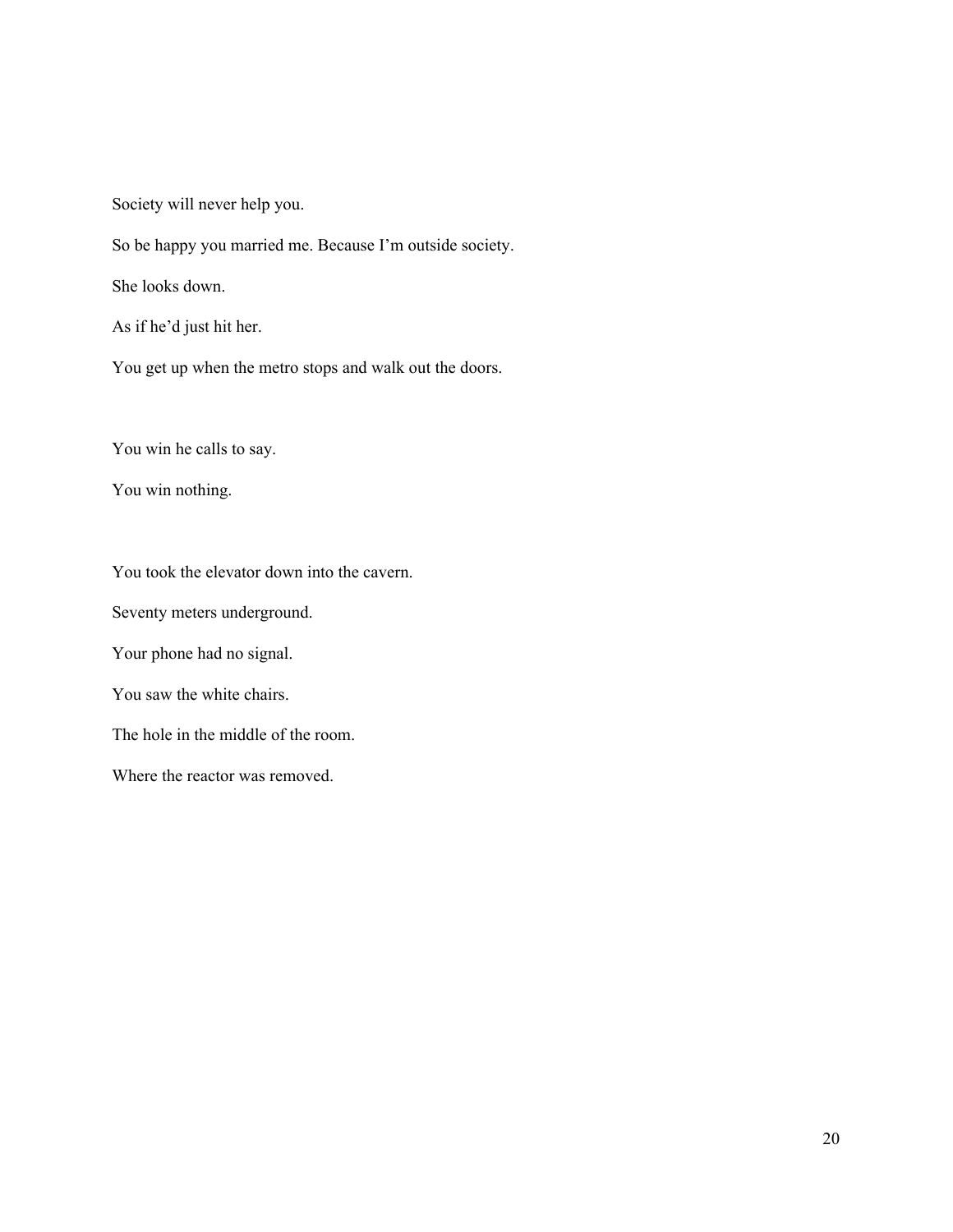Society will never help you.

So be happy you married me. Because I'm outside society.

She looks down.

As if he'd just hit her.

You get up when the metro stops and walk out the doors.

You win he calls to say.

You win nothing.

You took the elevator down into the cavern.

Seventy meters underground.

Your phone had no signal.

You saw the white chairs.

The hole in the middle of the room.

Where the reactor was removed.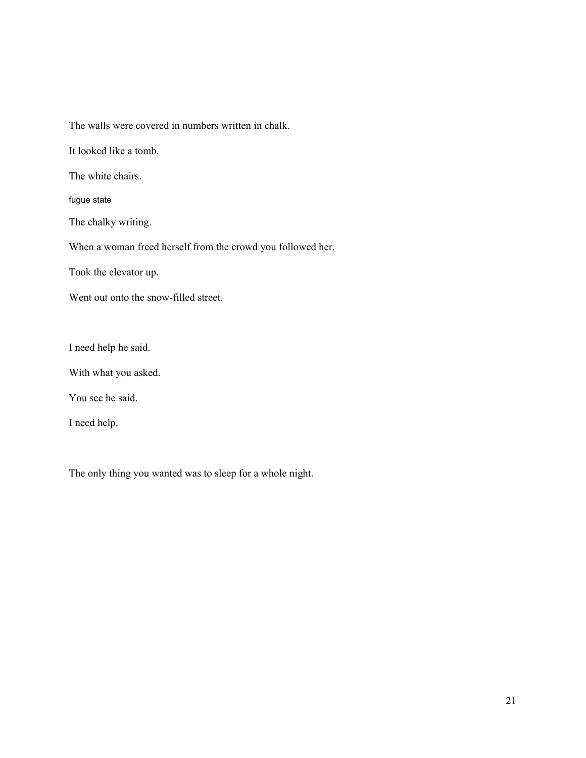The walls were covered in numbers written in chalk.

It looked like a tomb.

The white chairs.

fugue state

The chalky writing.

When a woman freed herself from the crowd you followed her.

Took the elevator up.

Went out onto the snow-filled street.

I need help he said.

With what you asked.

You see he said.

I need help.

The only thing you wanted was to sleep for a whole night.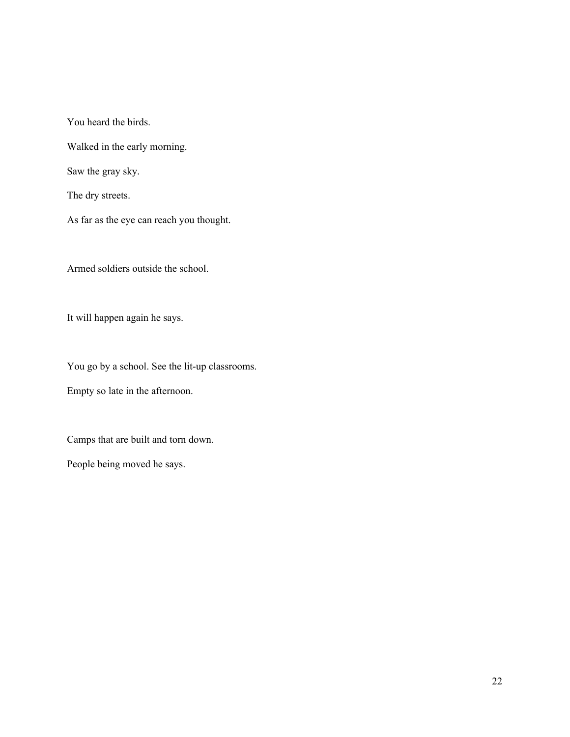You heard the birds.

Walked in the early morning.

Saw the gray sky.

The dry streets.

As far as the eye can reach you thought.

Armed soldiers outside the school.

It will happen again he says.

You go by a school. See the lit-up classrooms.

Empty so late in the afternoon.

Camps that are built and torn down.

People being moved he says.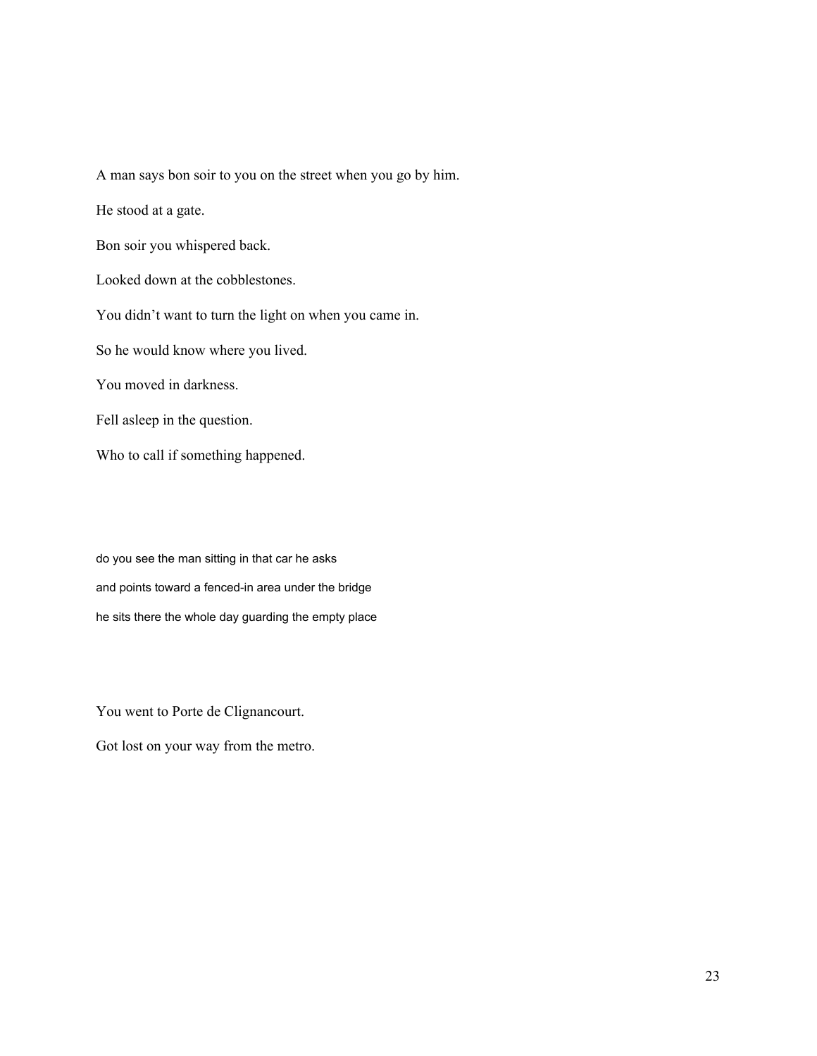A man says bon soir to you on the street when you go by him.

He stood at a gate.

Bon soir you whispered back.

Looked down at the cobblestones.

You didn't want to turn the light on when you came in.

So he would know where you lived.

You moved in darkness.

Fell asleep in the question.

Who to call if something happened.

do you see the man sitting in that car he asks

and points toward a fenced-in area under the bridge

he sits there the whole day guarding the empty place

You went to Porte de Clignancourt.

Got lost on your way from the metro.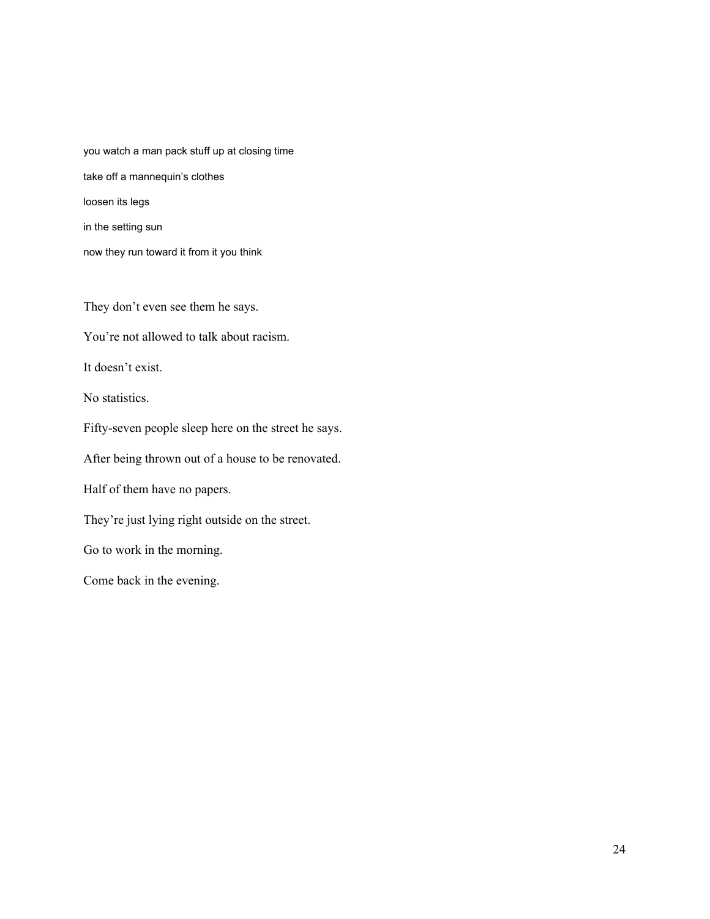you watch a man pack stuff up at closing time

take off a mannequin's clothes

loosen its legs

in the setting sun

now they run toward it from it you think

They don't even see them he says.

You're not allowed to talk about racism.

It doesn't exist.

No statistics.

Fifty-seven people sleep here on the street he says.

After being thrown out of a house to be renovated.

Half of them have no papers.

They're just lying right outside on the street.

Go to work in the morning.

Come back in the evening.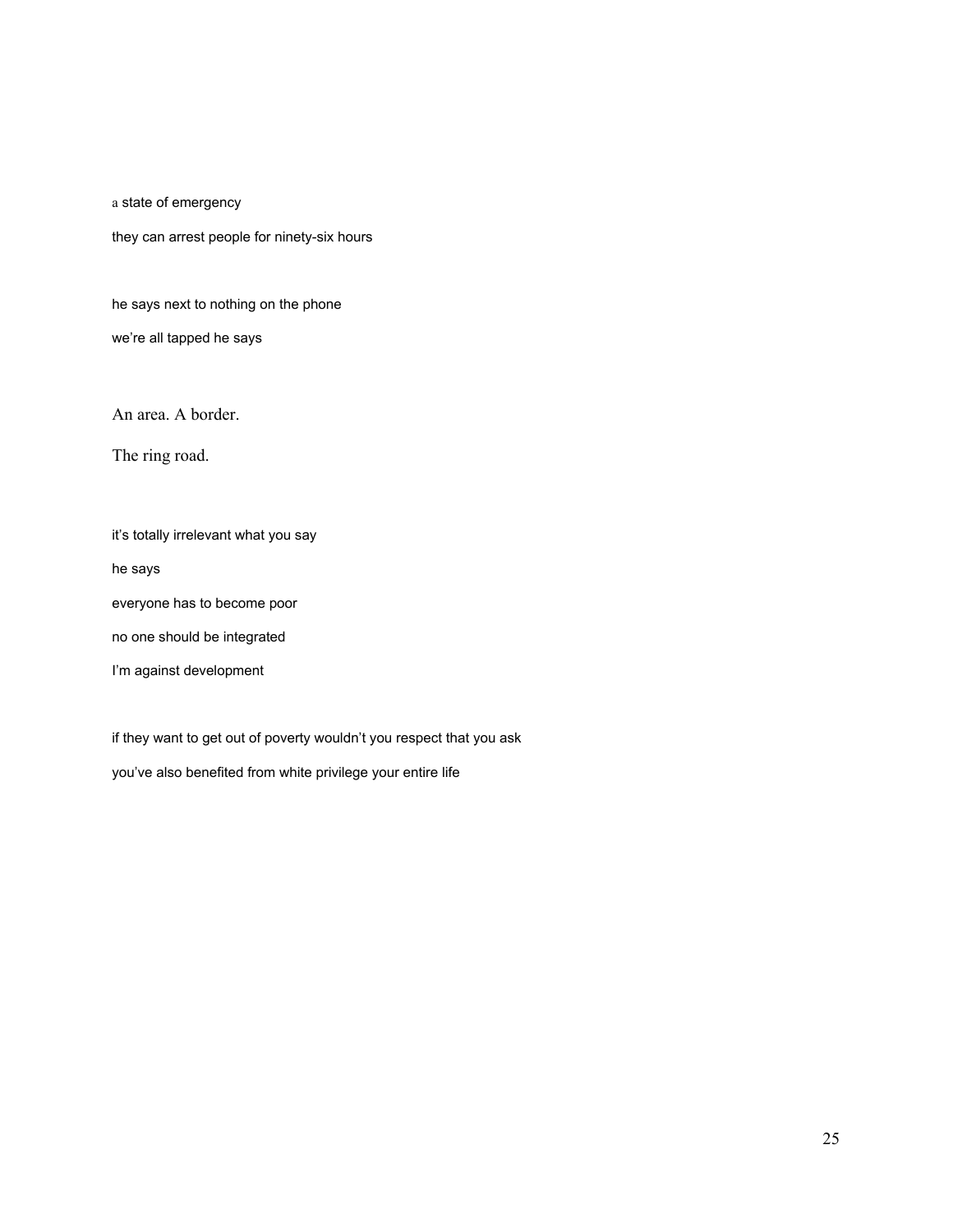a state of emergency

they can arrest people for ninety-six hours

he says next to nothing on the phone

we're all tapped he says

An area. A border.

The ring road.

it's totally irrelevant what you say

he says

everyone has to become poor

no one should be integrated

I'm against development

if they want to get out of poverty wouldn't you respect that you ask

you've also benefited from white privilege your entire life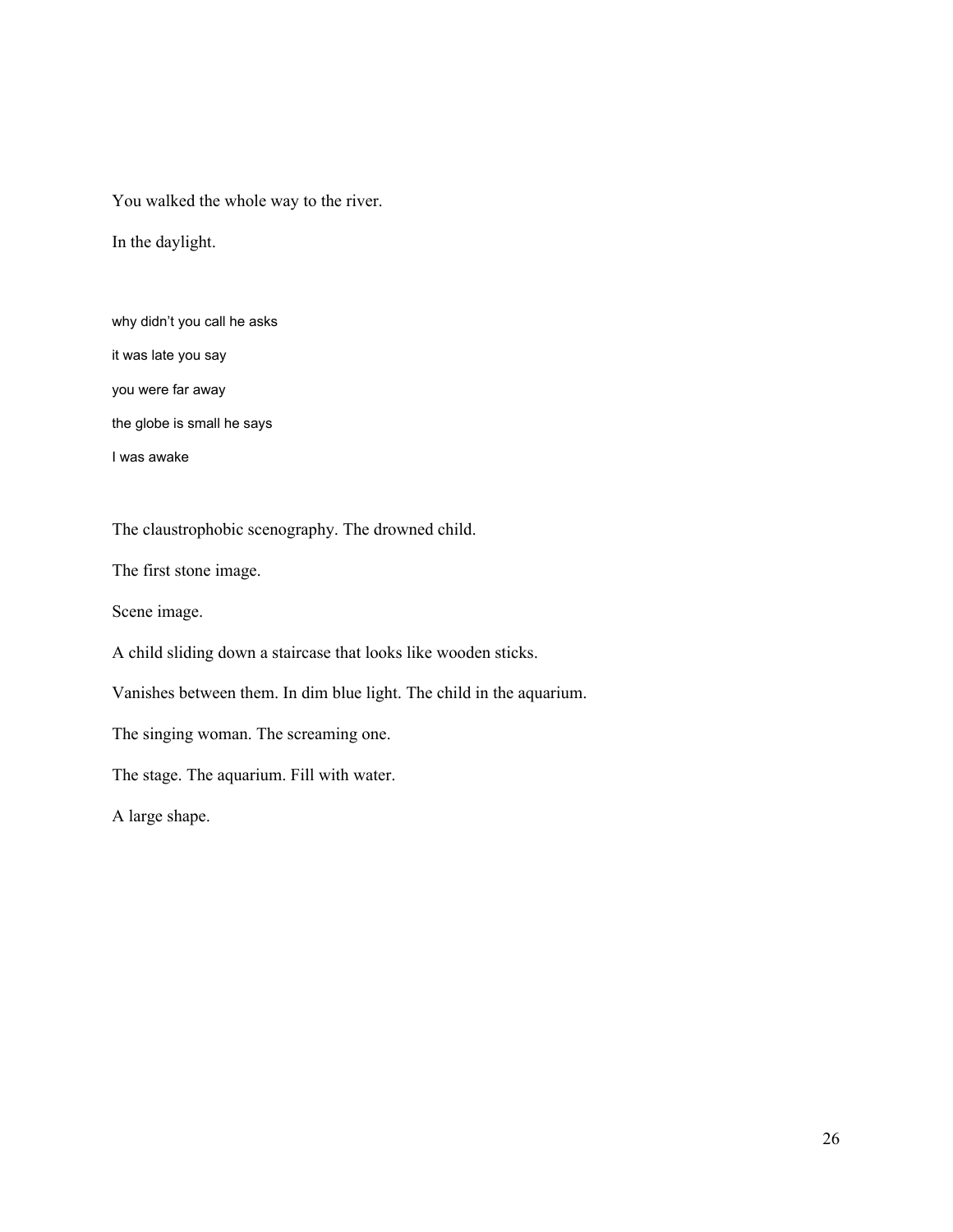You walked the whole way to the river.

In the daylight.

why didn't you call he asks

it was late you say

you were far away

the globe is small he says

I was awake

The claustrophobic scenography. The drowned child.

The first stone image.

Scene image.

A child sliding down a staircase that looks like wooden sticks.

Vanishes between them. In dim blue light. The child in the aquarium.

The singing woman. The screaming one.

The stage. The aquarium. Fill with water.

A large shape.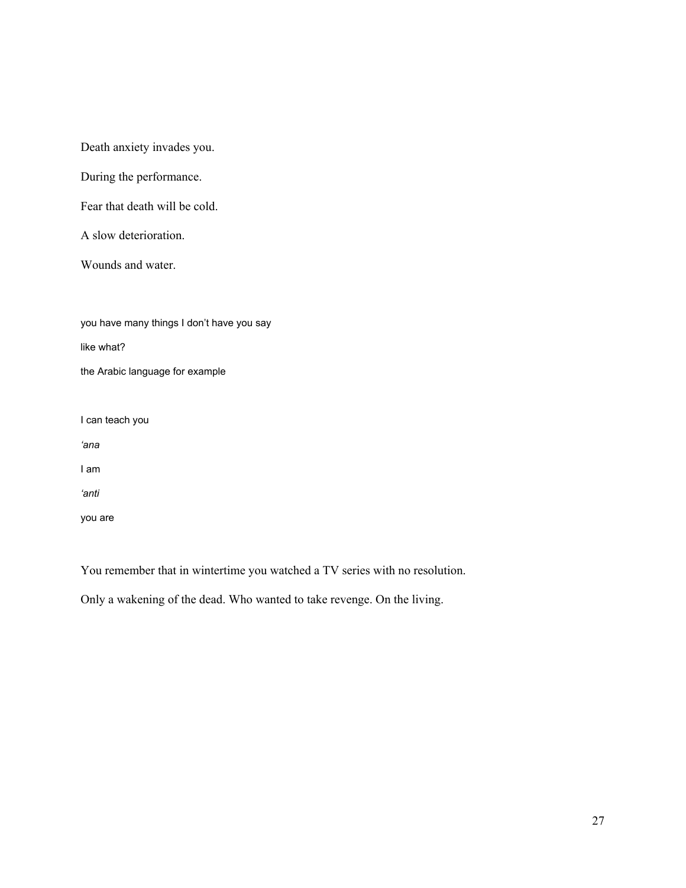Death anxiety invades you.

During the performance.

Fear that death will be cold.

A slow deterioration.

Wounds and water.

you have many things I don't have you say

like what?

the Arabic language for example

I can teach you

*'ana*

I am

*'anti*

you are

You remember that in wintertime you watched a TV series with no resolution.

Only a wakening of the dead. Who wanted to take revenge. On the living.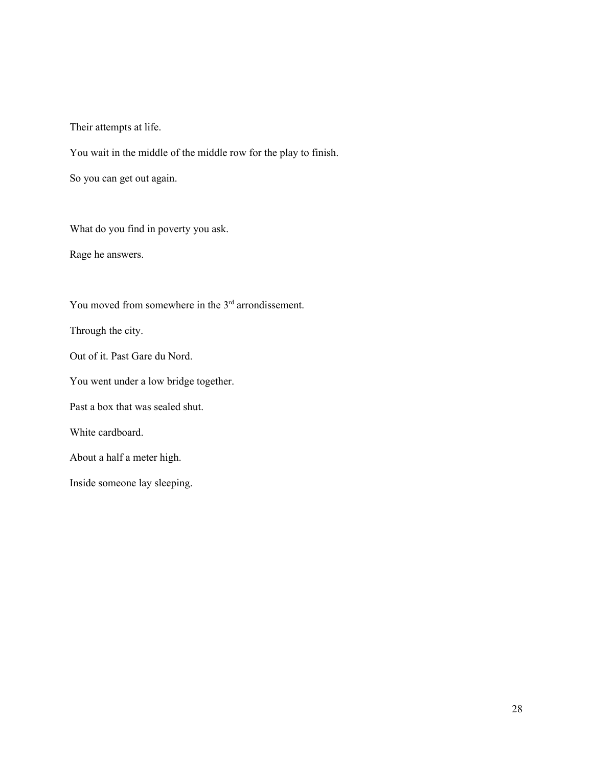Their attempts at life.

You wait in the middle of the middle row for the play to finish.

So you can get out again.

What do you find in poverty you ask.

Rage he answers.

You moved from somewhere in the 3rd arrondissement.

Through the city.

Out of it. Past Gare du Nord.

You went under a low bridge together.

Past a box that was sealed shut.

White cardboard.

About a half a meter high.

Inside someone lay sleeping.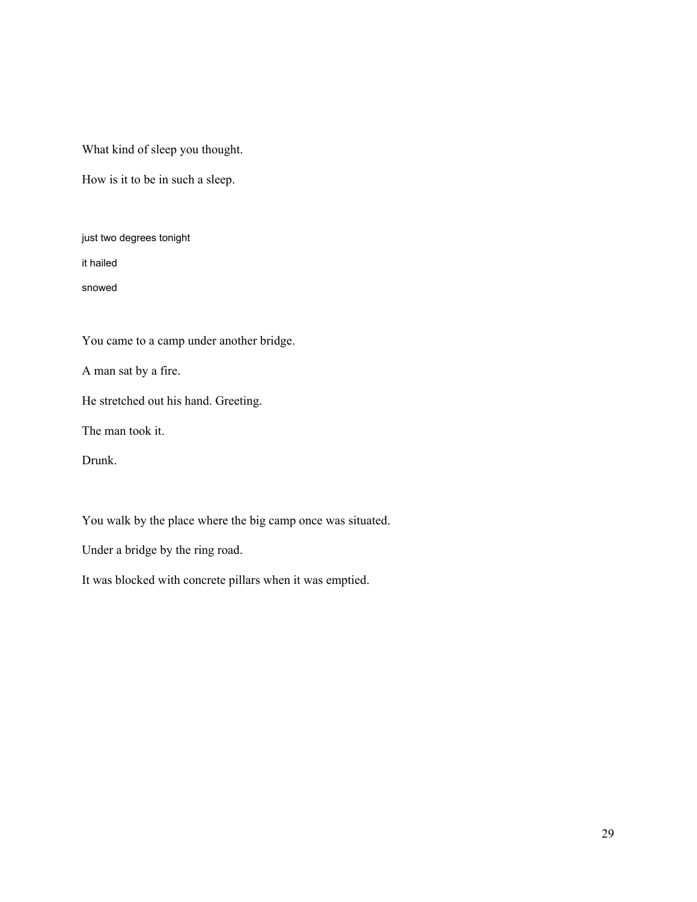What kind of sleep you thought.

How is it to be in such a sleep.

just two degrees tonight

it hailed

snowed

You came to a camp under another bridge.

A man sat by a fire.

He stretched out his hand. Greeting.

The man took it.

Drunk.

You walk by the place where the big camp once was situated.

Under a bridge by the ring road.

It was blocked with concrete pillars when it was emptied.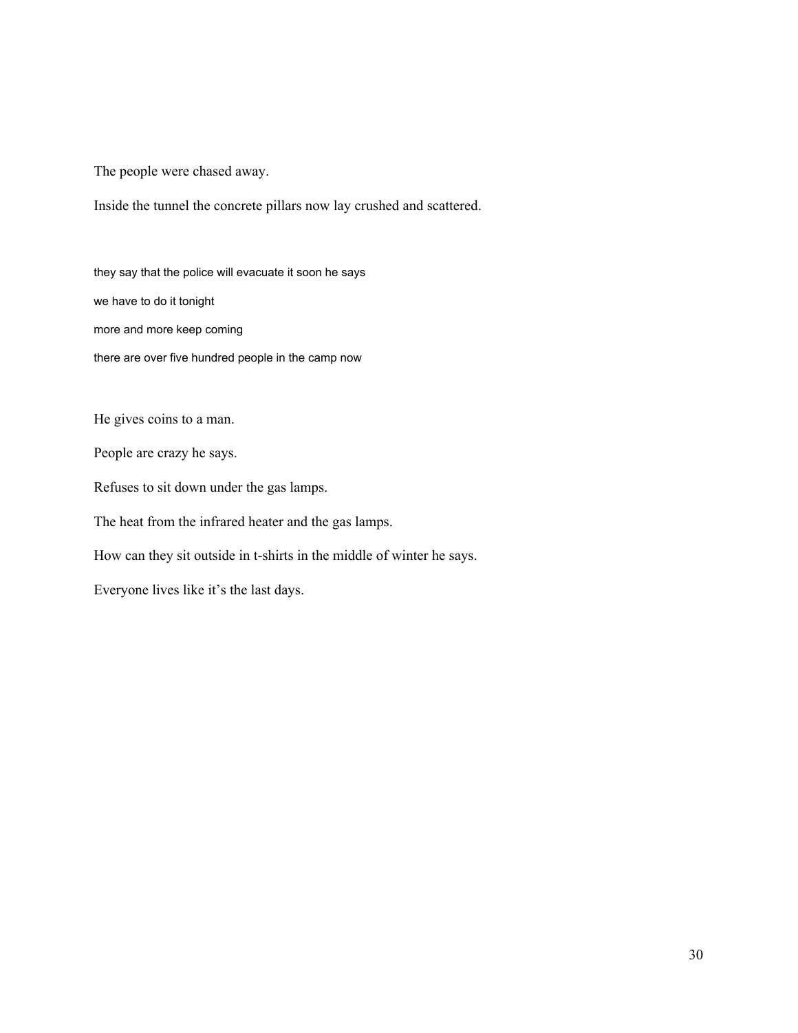The people were chased away.

Inside the tunnel the concrete pillars now lay crushed and scattered.

they say that the police will evacuate it soon he says

we have to do it tonight

more and more keep coming

there are over five hundred people in the camp now

He gives coins to a man.

People are crazy he says.

Refuses to sit down under the gas lamps.

The heat from the infrared heater and the gas lamps.

How can they sit outside in t-shirts in the middle of winter he says.

Everyone lives like it's the last days.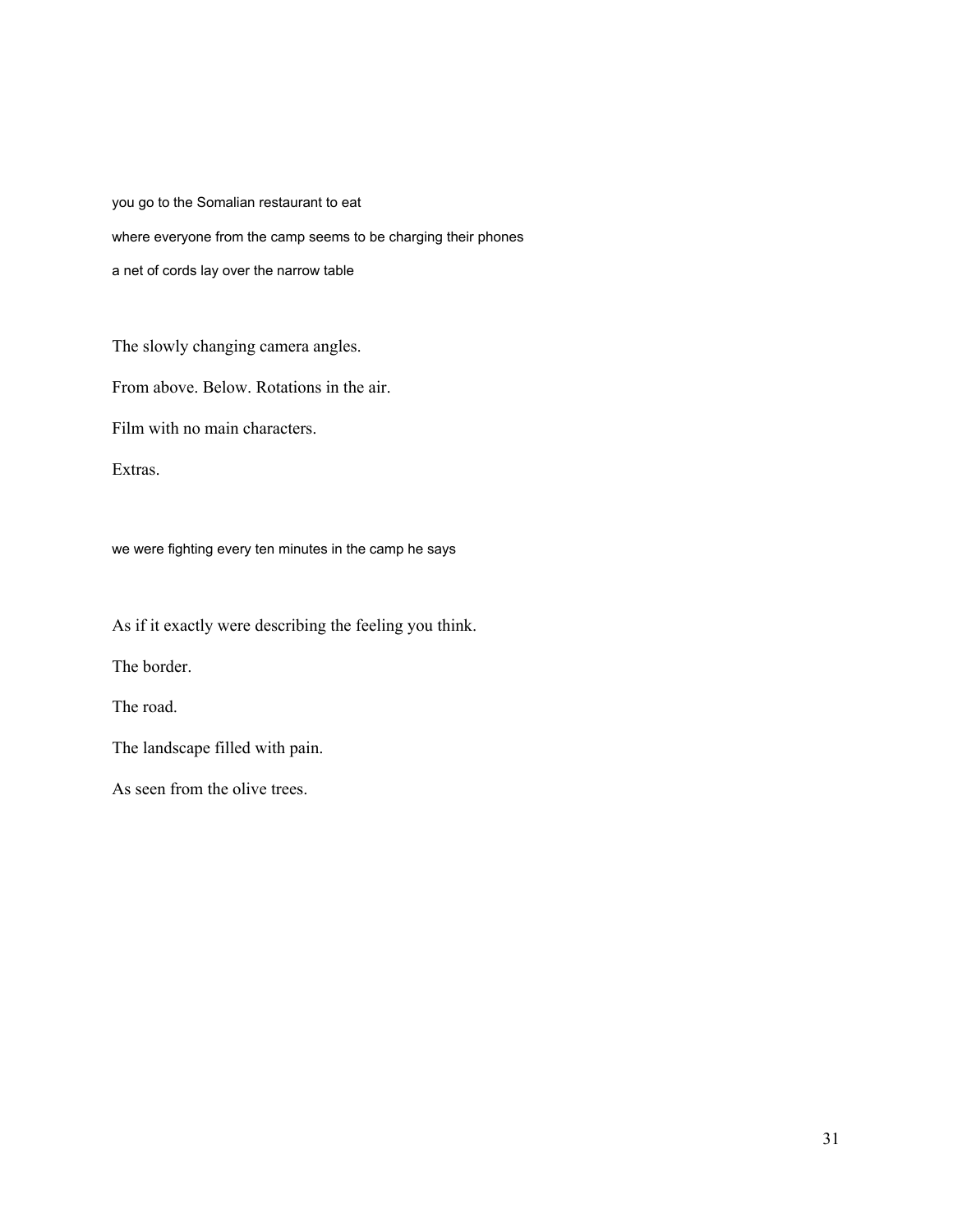you go to the Somalian restaurant to eat

where everyone from the camp seems to be charging their phones

a net of cords lay over the narrow table

The slowly changing camera angles.

From above. Below. Rotations in the air.

Film with no main characters.

Extras.

we were fighting every ten minutes in the camp he says

As if it exactly were describing the feeling you think.

The border.

The road.

The landscape filled with pain.

As seen from the olive trees.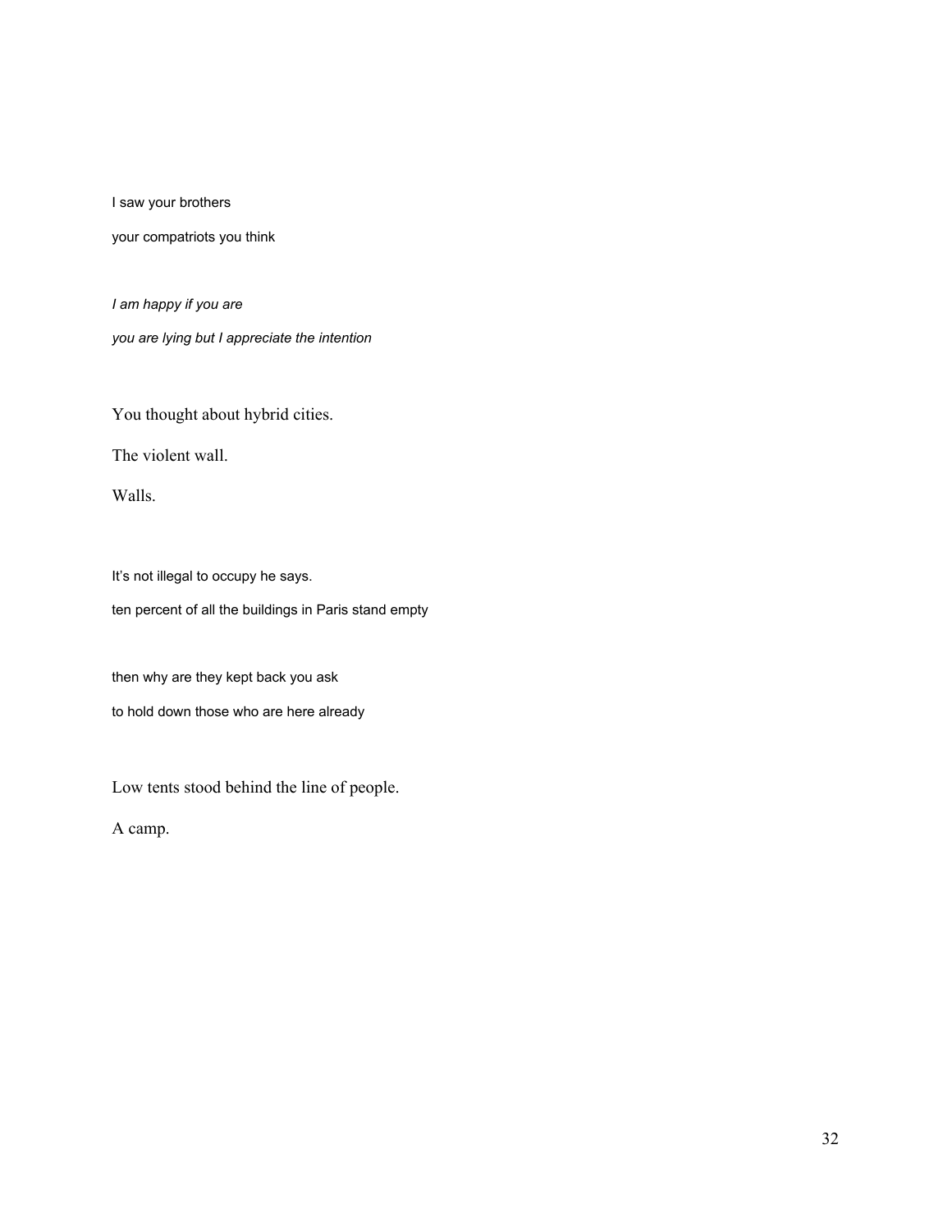I saw your brothers

your compatriots you think

*I am happy if you are*

*you are lying but I appreciate the intention*

You thought about hybrid cities.

The violent wall.

Walls.

It's not illegal to occupy he says.

ten percent of all the buildings in Paris stand empty

then why are they kept back you ask

to hold down those who are here already

Low tents stood behind the line of people.

A camp.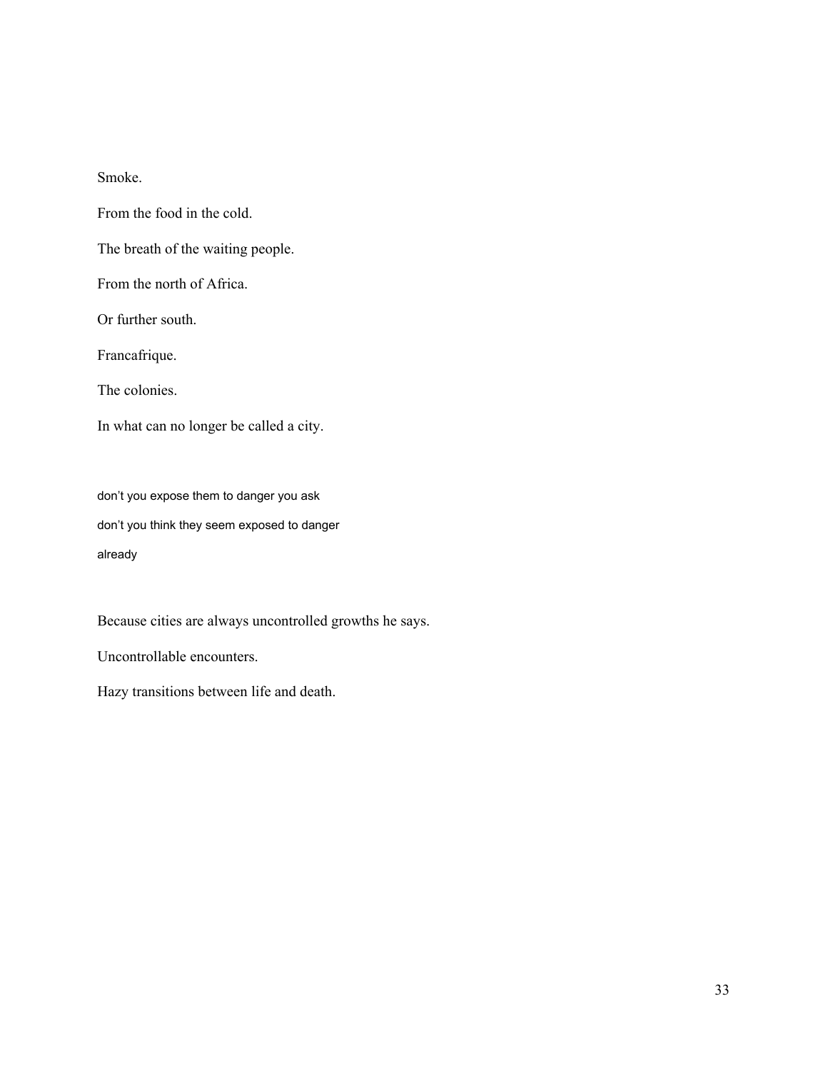Smoke.

From the food in the cold.

The breath of the waiting people.

From the north of Africa.

Or further south.

Francafrique.

The colonies.

In what can no longer be called a city.

don't you expose them to danger you ask

don't you think they seem exposed to danger

already

Because cities are always uncontrolled growths he says.

Uncontrollable encounters.

Hazy transitions between life and death.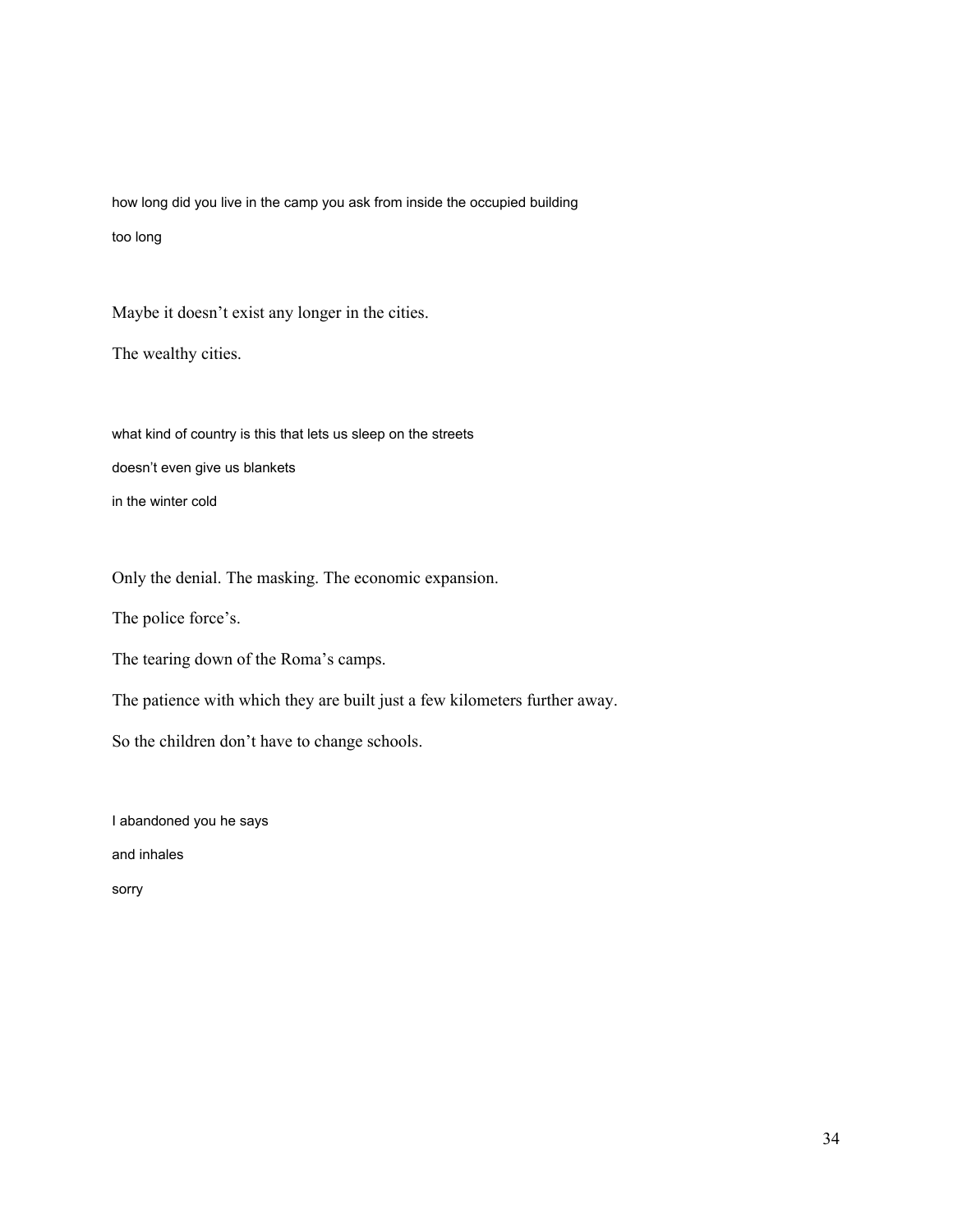how long did you live in the camp you ask from inside the occupied building

too long

Maybe it doesn't exist any longer in the cities.

The wealthy cities.

what kind of country is this that lets us sleep on the streets

doesn't even give us blankets

in the winter cold

Only the denial. The masking. The economic expansion.

The police force's.

The tearing down of the Roma's camps.

The patience with which they are built just a few kilometers further away.

So the children don't have to change schools.

I abandoned you he says

and inhales

sorry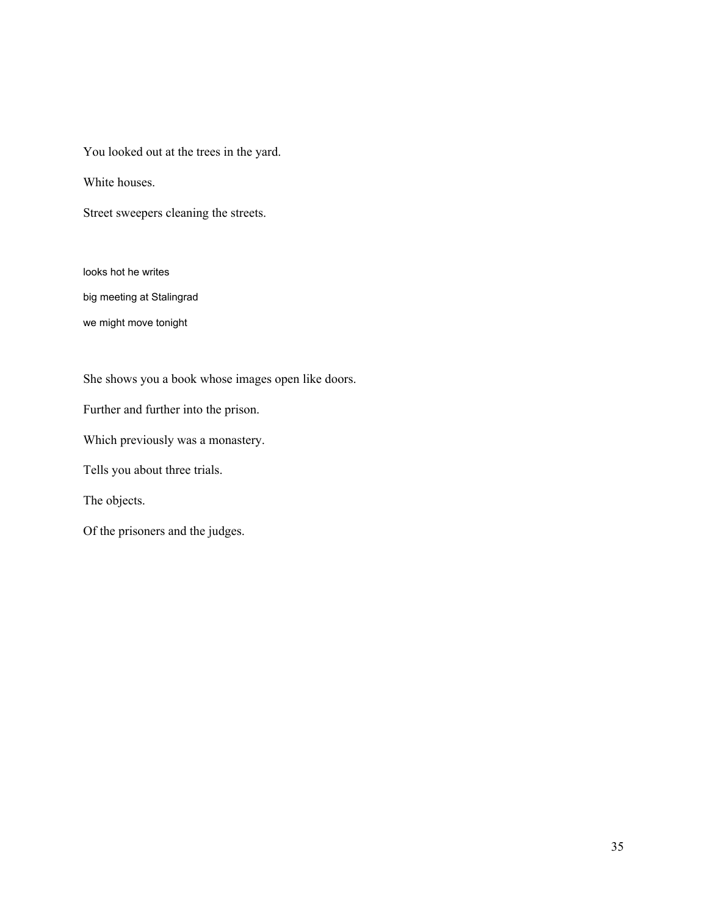You looked out at the trees in the yard.

White houses.

Street sweepers cleaning the streets.

looks hot he writes

big meeting at Stalingrad

we might move tonight

She shows you a book whose images open like doors.

Further and further into the prison.

Which previously was a monastery.

Tells you about three trials.

The objects.

Of the prisoners and the judges.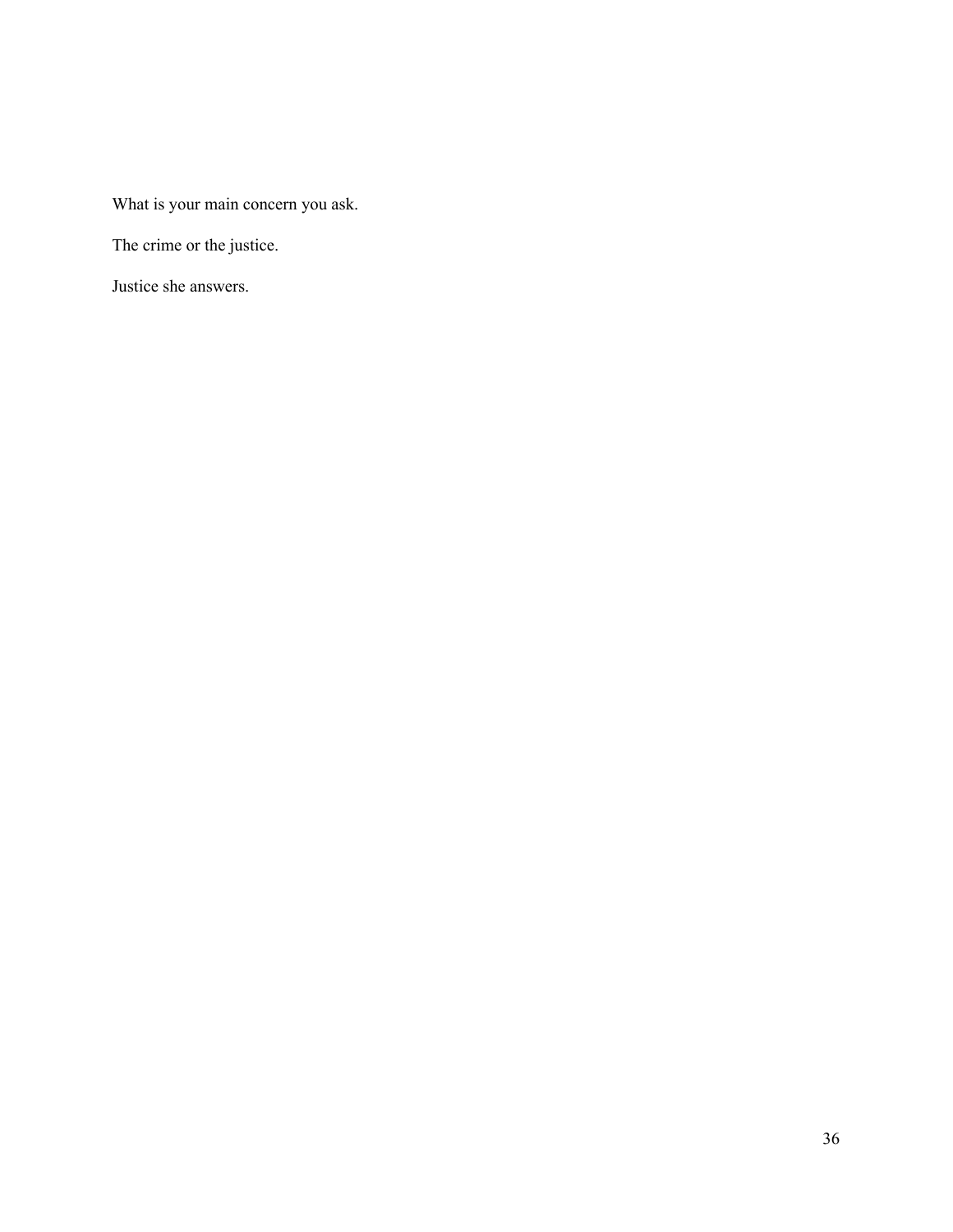What is your main concern you ask.

The crime or the justice.

Justice she answers.